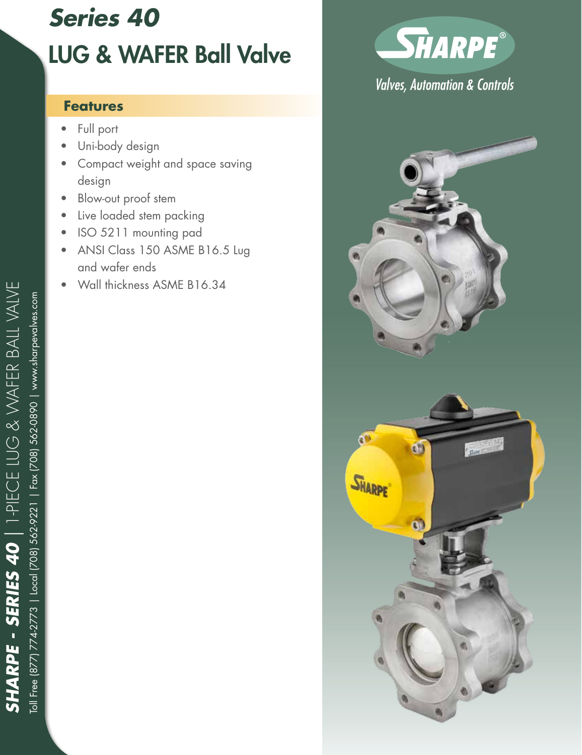# *Series 40*
# LUG & WAFER Ball Valve

**SHARPE®**
Valves, Automation & Controls

## Features

- Full port
- Uni-body design
- Compact weight and space saving design
- Blow-out proof stem
- Live loaded stem packing
- ISO 5211 mounting pad
- ANSI Class 150 ASME B16.5 Lug and wafer ends
- Wall thickness ASME B16.34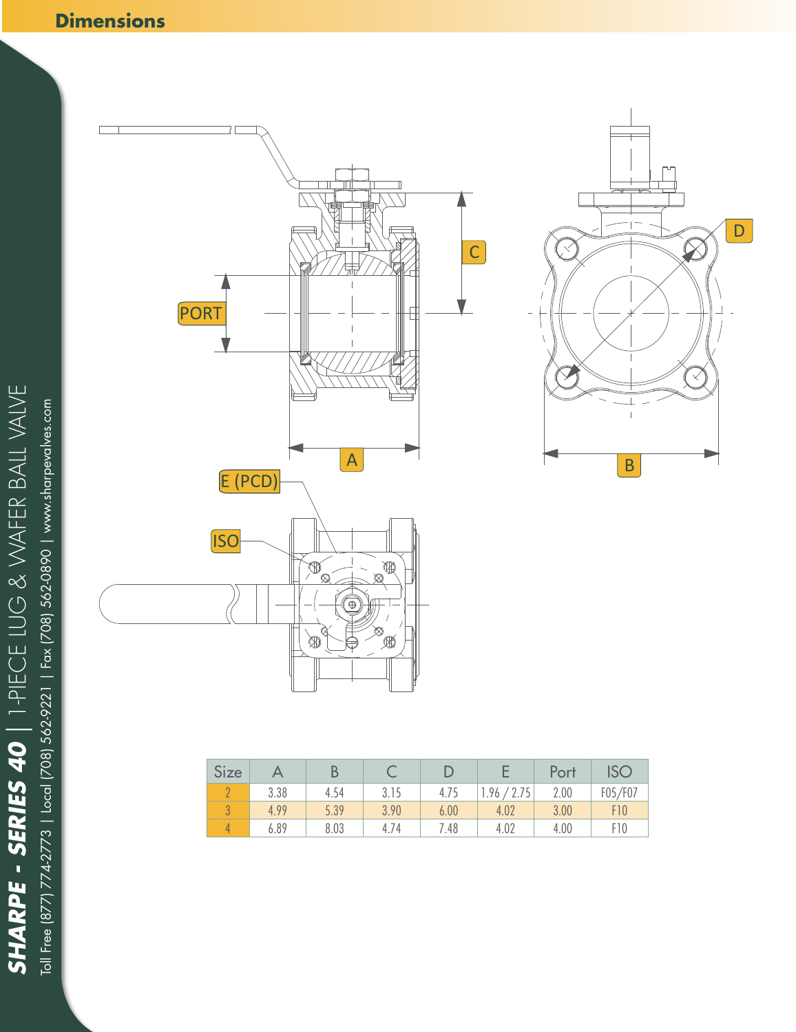## Dimensions

| Size | A | B | C | D | E | Port | ISO |
|---|---|---|---|---|---|---|---|
| 2 | 3.38 | 4.54 | 3.15 | 4.75 | 1.96 / 2.75 | 2.00 | F05/F07 |
| 3 | 4.99 | 5.39 | 3.90 | 6.00 | 4.02 | 3.00 | F10 |
| 4 | 6.89 | 8.03 | 4.74 | 7.48 | 4.02 | 4.00 | F10 |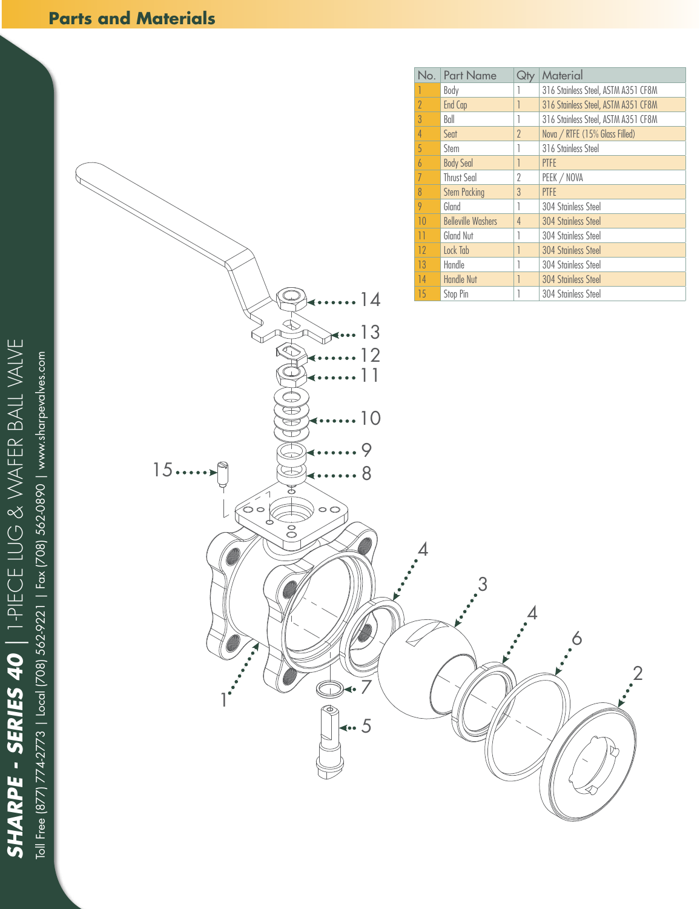## Parts and Materials

| No. | Part Name | Qty | Material |
|---|---|---|---|
| 1 | Body | 1 | 316 Stainless Steel, ASTM A351 CF8M |
| 2 | End Cap | 1 | 316 Stainless Steel, ASTM A351 CF8M |
| 3 | Ball | 1 | 316 Stainless Steel, ASTM A351 CF8M |
| 4 | Seat | 2 | Nova / RTFE (15% Glass Filled) |
| 5 | Stem | 1 | 316 Stainless Steel |
| 6 | Body Seal | 1 | PTFE |
| 7 | Thrust Seal | 2 | PEEK / NOVA |
| 8 | Stem Packing | 3 | PTFE |
| 9 | Gland | 1 | 304 Stainless Steel |
| 10 | Belleville Washers | 4 | 304 Stainless Steel |
| 11 | Gland Nut | 1 | 304 Stainless Steel |
| 12 | Lock Tab | 1 | 304 Stainless Steel |
| 13 | Handle | 1 | 304 Stainless Steel |
| 14 | Handle Nut | 1 | 304 Stainless Steel |
| 15 | Stop Pin | 1 | 304 Stainless Steel |

**SHARPE - SERIES 40** | 1-PIECE LUG & WAFER BALL VALVE

Toll Free (877) 774-2773 | Local (708) 562-9221 | Fax (708) 562-0890 | www.sharpevalves.com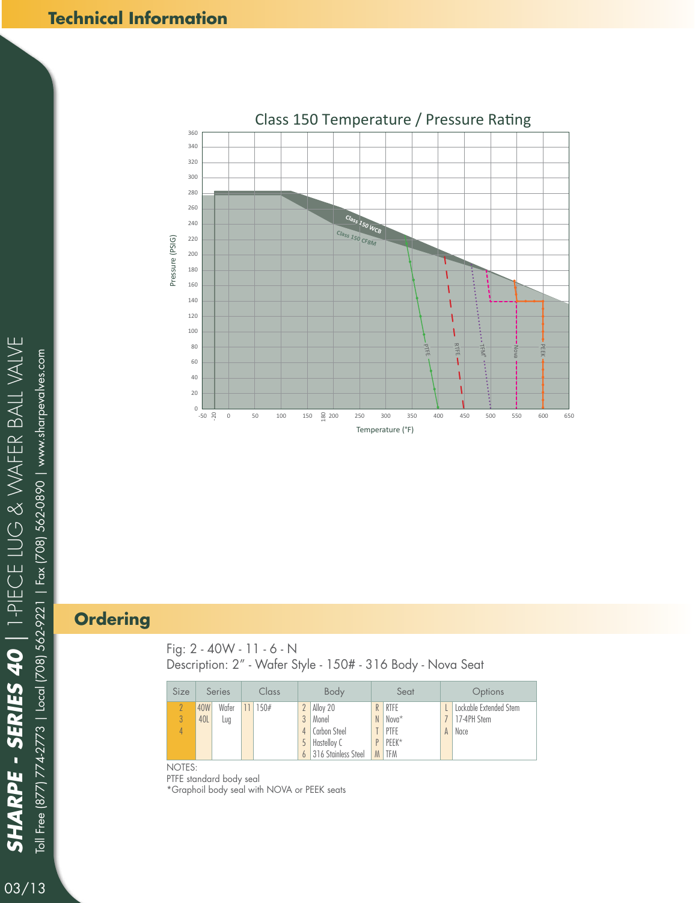## Technical Information

Class 150 Temperature / Pressure Rating

Pressure (PSIG)

360
340
320
300
280
260
240
220
200
180
160
140
120
100
80
60
40
20
0

Temperature (°F)

-50 -20 0 50 100 150 180 200 250 300 350 400 450 500 550 600 650

Class 150 WCB
Class 150 CF8M
PTFE
RTFE
TFM
Nova
PEEK

## Ordering

Fig: 2 - 40W - 11 - 6 - N
Description: 2" - Wafer Style - 150# - 316 Body - Nova Seat

| Size | Series | | Class | | Body | | Seat | | Options | |
|---|---|---|---|---|---|---|---|---|---|---|
| 2 | 40W | Wafer | 11 | 150# | 2 | Alloy 20 | R | RTFE | L | Lockable Extended Stem |
| 3 | 40L | Lug | | | 3 | Monel | N | Nova* | 7 | 17-4PH Stem |
| 4 | | | | | 4 | Carbon Steel | T | PTFE | A | Nace |
| | | | | | 5 | Hastelloy C | P | PEEK* | | |
| | | | | | 6 | 316 Stainless Steel | M | TFM | | |

NOTES:
PTFE standard body seal
*Graphoil body seal with NOVA or PEEK seats